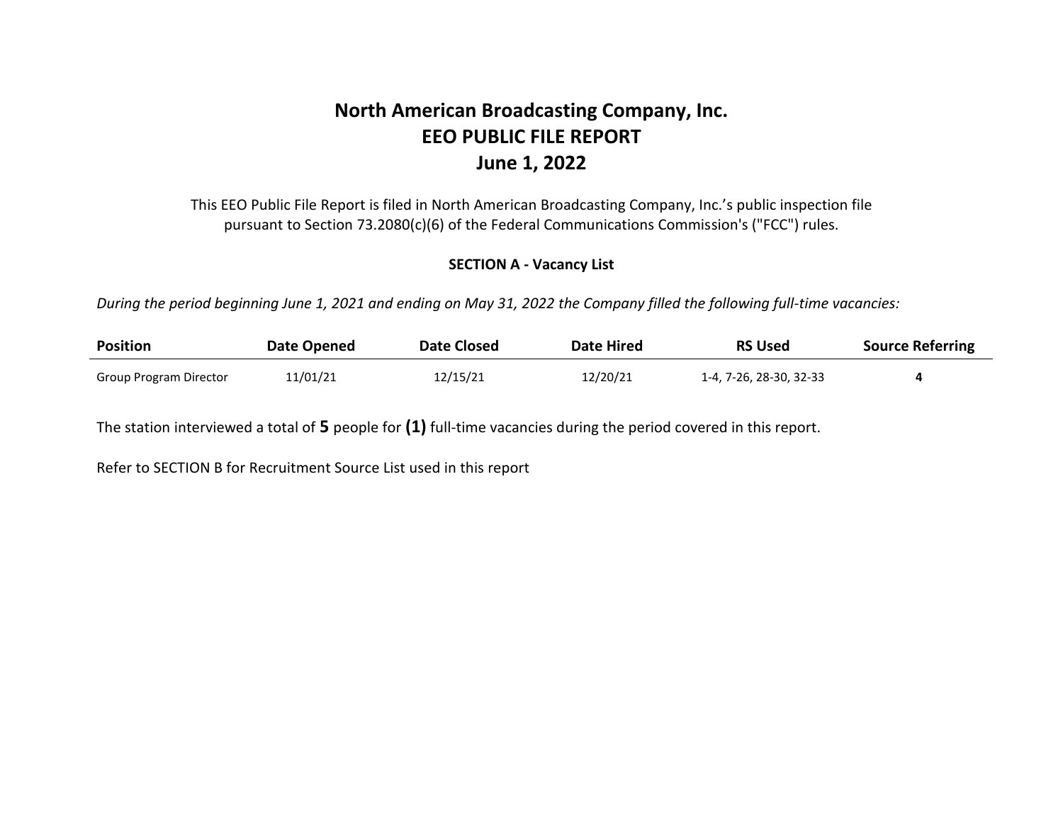# North American Broadcasting Company, Inc.
# EEO PUBLIC FILE REPORT
# June 1, 2022

This EEO Public File Report is filed in North American Broadcasting Company, Inc.'s public inspection file pursuant to Section 73.2080(c)(6) of the Federal Communications Commission's ("FCC") rules.

**SECTION A - Vacancy List**

*During the period beginning June 1, 2021 and ending on May 31, 2022 the Company filled the following full-time vacancies:*

| Position | Date Opened | Date Closed | Date Hired | RS Used | Source Referring |
|---|---|---|---|---|---|
| Group Program Director | 11/01/21 | 12/15/21 | 12/20/21 | 1-4, 7-26, 28-30, 32-33 | **4** |

The station interviewed a total of **5** people for **(1)** full-time vacancies during the period covered in this report.

Refer to SECTION B for Recruitment Source List used in this report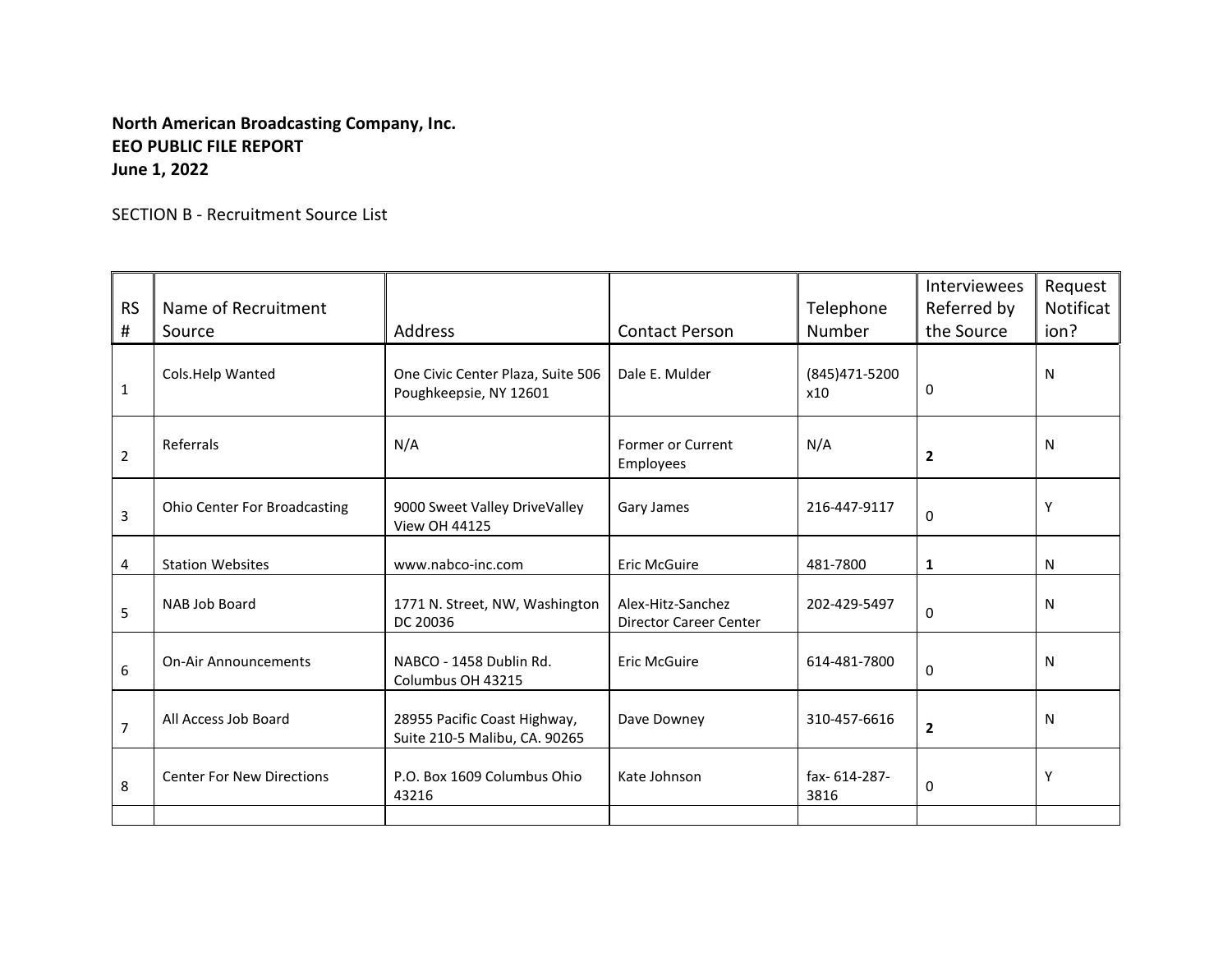**North American Broadcasting Company, Inc.**
**EEO PUBLIC FILE REPORT**
**June 1, 2022**

SECTION B - Recruitment Source List

| RS # | Name of Recruitment Source | Address | Contact Person | Telephone Number | Interviewees Referred by the Source | Request Notification? |
|---|---|---|---|---|---|---|
| 1 | Cols.Help Wanted | One Civic Center Plaza, Suite 506 Poughkeepsie, NY 12601 | Dale E. Mulder | (845)471-5200 x10 | 0 | N |
| 2 | Referrals | N/A | Former or Current Employees | N/A | **2** | N |
| 3 | Ohio Center For Broadcasting | 9000 Sweet Valley DriveValley View OH 44125 | Gary James | 216-447-9117 | 0 | Y |
| 4 | Station Websites | www.nabco-inc.com | Eric McGuire | 481-7800 | **1** | N |
| 5 | NAB Job Board | 1771 N. Street, NW, Washington DC 20036 | Alex-Hitz-Sanchez Director Career Center | 202-429-5497 | 0 | N |
| 6 | On-Air Announcements | NABCO - 1458 Dublin Rd. Columbus OH 43215 | Eric McGuire | 614-481-7800 | 0 | N |
| 7 | All Access Job Board | 28955 Pacific Coast Highway, Suite 210-5 Malibu, CA. 90265 | Dave Downey | 310-457-6616 | **2** | N |
| 8 | Center For New Directions | P.O. Box 1609 Columbus Ohio 43216 | Kate Johnson | fax- 614-287-3816 | 0 | Y |
| | | | | | | |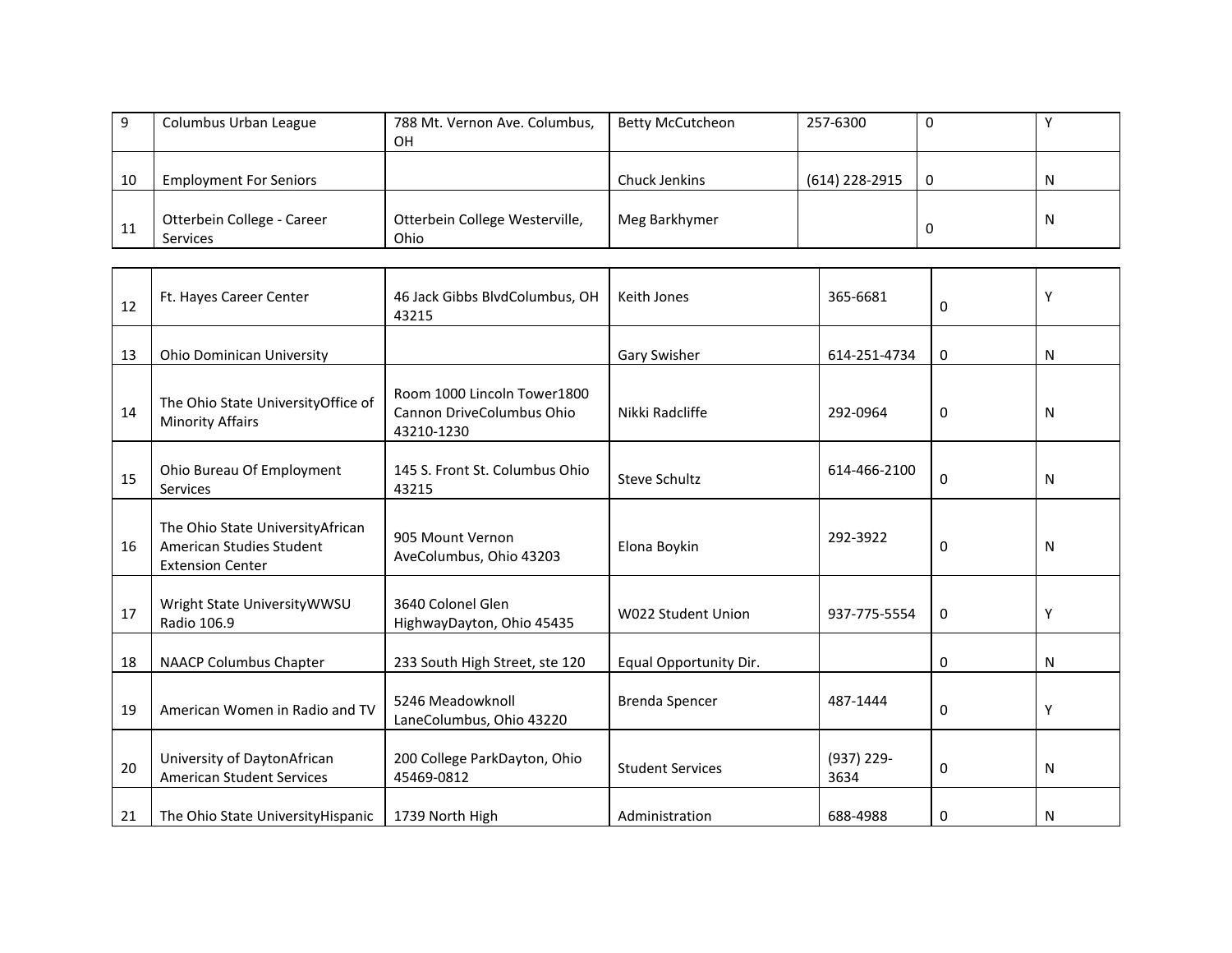| | | | | | | |
|---|---|---|---|---|---|---|
| 9 | Columbus Urban League | 788 Mt. Vernon Ave. Columbus, OH | Betty McCutcheon | 257-6300 | 0 | Y |
| 10 | Employment For Seniors | | Chuck Jenkins | (614) 228-2915 | 0 | N |
| 11 | Otterbein College - Career Services | Otterbein College Westerville, Ohio | Meg Barkhymer | | 0 | N |
| 12 | Ft. Hayes Career Center | 46 Jack Gibbs BlvdColumbus, OH 43215 | Keith Jones | 365-6681 | 0 | Y |
| 13 | Ohio Dominican University | | Gary Swisher | 614-251-4734 | 0 | N |
| 14 | The Ohio State UniversityOffice of Minority Affairs | Room 1000 Lincoln Tower1800 Cannon DriveColumbus Ohio 43210-1230 | Nikki Radcliffe | 292-0964 | 0 | N |
| 15 | Ohio Bureau Of Employment Services | 145 S. Front St. Columbus Ohio 43215 | Steve Schultz | 614-466-2100 | 0 | N |
| 16 | The Ohio State UniversityAfrican American Studies Student Extension Center | 905 Mount Vernon AveColumbus, Ohio 43203 | Elona Boykin | 292-3922 | 0 | N |
| 17 | Wright State UniversityWWSU Radio 106.9 | 3640 Colonel Glen HighwayDayton, Ohio 45435 | W022 Student Union | 937-775-5554 | 0 | Y |
| 18 | NAACP Columbus Chapter | 233 South High Street, ste 120 | Equal Opportunity Dir. | | 0 | N |
| 19 | American Women in Radio and TV | 5246 Meadowknoll LaneColumbus, Ohio 43220 | Brenda Spencer | 487-1444 | 0 | Y |
| 20 | University of DaytonAfrican American Student Services | 200 College ParkDayton, Ohio 45469-0812 | Student Services | (937) 229-3634 | 0 | N |
| 21 | The Ohio State UniversityHispanic | 1739 North High | Administration | 688-4988 | 0 | N |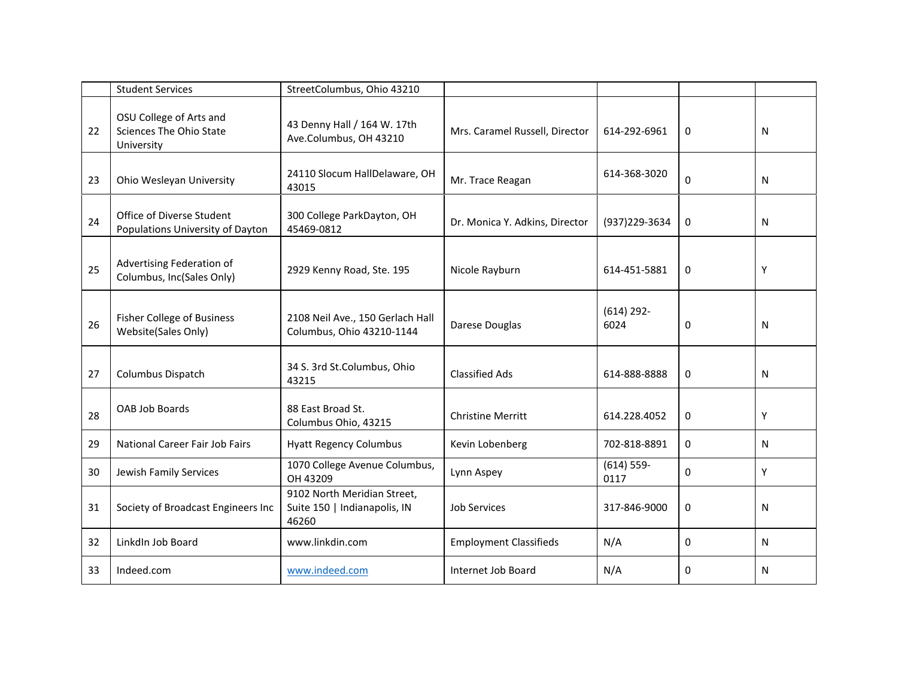| | | | | | | |
|---|---|---|---|---|---|---|
| | Student Services | StreetColumbus, Ohio 43210 | | | | |
| 22 | OSU College of Arts and Sciences The Ohio State University | 43 Denny Hall / 164 W. 17th Ave.Columbus, OH 43210 | Mrs. Caramel Russell, Director | 614-292-6961 | 0 | N |
| 23 | Ohio Wesleyan University | 24110 Slocum HallDelaware, OH 43015 | Mr. Trace Reagan | 614-368-3020 | 0 | N |
| 24 | Office of Diverse Student Populations University of Dayton | 300 College ParkDayton, OH 45469-0812 | Dr. Monica Y. Adkins, Director | (937)229-3634 | 0 | N |
| 25 | Advertising Federation of Columbus, Inc(Sales Only) | 2929 Kenny Road, Ste. 195 | Nicole Rayburn | 614-451-5881 | 0 | Y |
| 26 | Fisher College of Business Website(Sales Only) | 2108 Neil Ave., 150 Gerlach Hall Columbus, Ohio 43210-1144 | Darese Douglas | (614) 292-6024 | 0 | N |
| 27 | Columbus Dispatch | 34 S. 3rd St.Columbus, Ohio 43215 | Classified Ads | 614-888-8888 | 0 | N |
| 28 | OAB Job Boards | 88 East Broad St. Columbus Ohio, 43215 | Christine Merritt | 614.228.4052 | 0 | Y |
| 29 | National Career Fair Job Fairs | Hyatt Regency Columbus | Kevin Lobenberg | 702-818-8891 | 0 | N |
| 30 | Jewish Family Services | 1070 College Avenue Columbus, OH 43209 | Lynn Aspey | (614) 559-0117 | 0 | Y |
| 31 | Society of Broadcast Engineers Inc | 9102 North Meridian Street, Suite 150 \| Indianapolis, IN 46260 | Job Services | 317-846-9000 | 0 | N |
| 32 | LinkdIn Job Board | www.linkdin.com | Employment Classifieds | N/A | 0 | N |
| 33 | Indeed.com | www.indeed.com | Internet Job Board | N/A | 0 | N |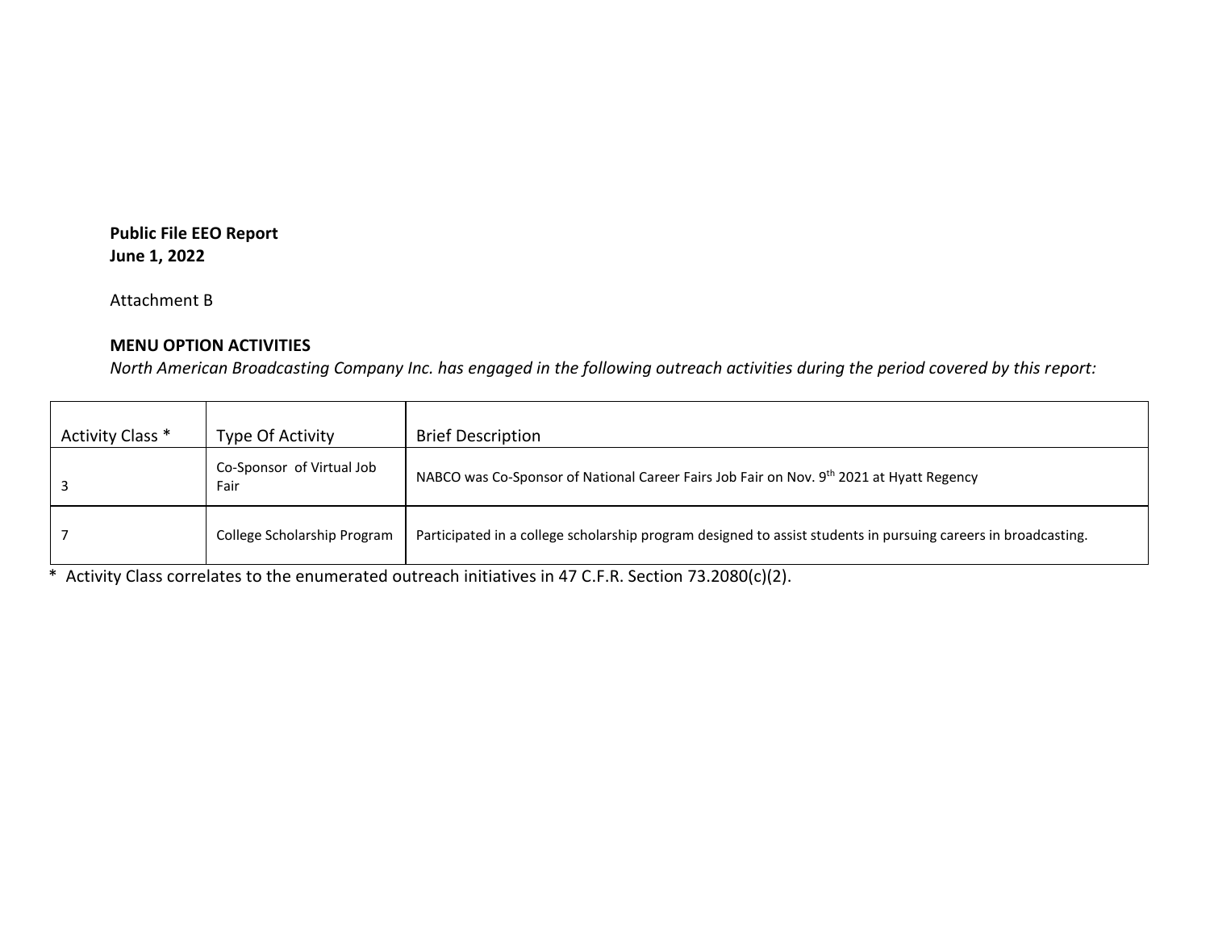**Public File EEO Report**
**June 1, 2022**

Attachment B

**MENU OPTION ACTIVITIES**

*North American Broadcasting Company Inc. has engaged in the following outreach activities during the period covered by this report:*

| Activity Class * | Type Of Activity | Brief Description |
|---|---|---|
| 3 | Co-Sponsor of Virtual Job Fair | NABCO was Co-Sponsor of National Career Fairs Job Fair on Nov. 9th 2021 at Hyatt Regency |
| 7 | College Scholarship Program | Participated in a college scholarship program designed to assist students in pursuing careers in broadcasting. |

* Activity Class correlates to the enumerated outreach initiatives in 47 C.F.R. Section 73.2080(c)(2).